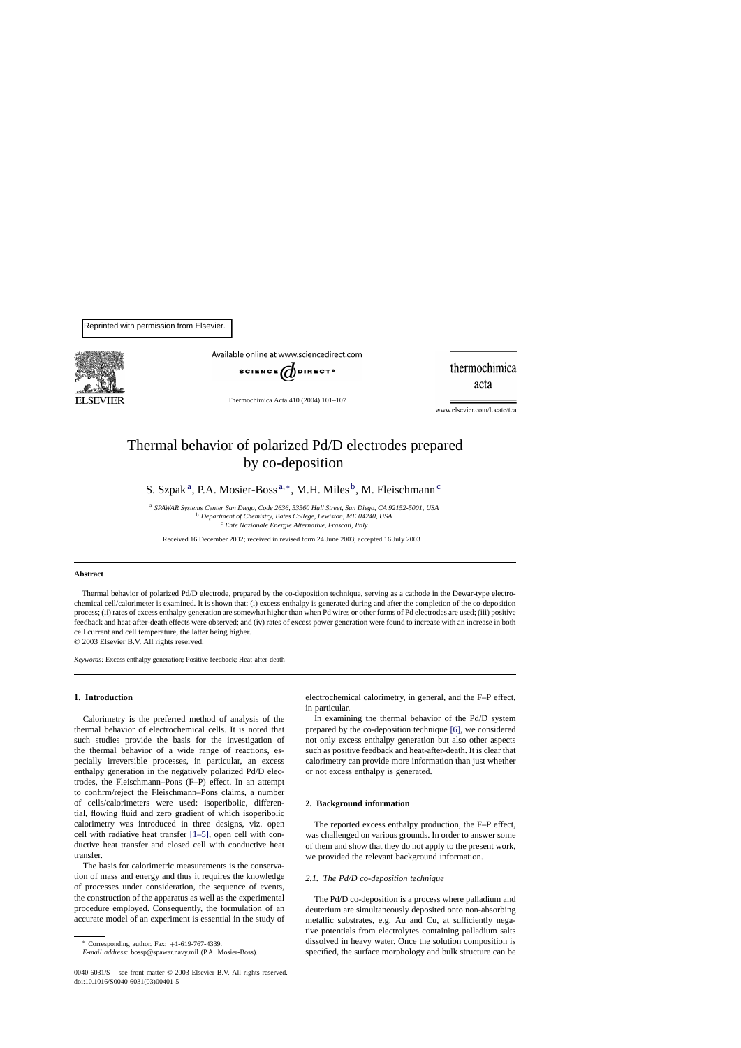Reprinted with permission from Elsevier.

# Thermal behavior of polarized Pd/D electrodes prepared by co-deposition

S. Szpak[a], P.A. Mosier-Boss[a,*], M.H. Miles[b], M. Fleischmann[c]

[a] *SPAWAR Systems Center San Diego, Code 2636, 53560 Hull Street, San Diego, CA 92152-5001, USA*
[b] *Department of Chemistry, Bates College, Lewiston, ME 04240, USA*
[c] *Ente Nazionale Energie Alternative, Frascati, Italy*

Received 16 December 2002; received in revised form 24 June 2003; accepted 16 July 2003

## Abstract

Thermal behavior of polarized Pd/D electrode, prepared by the co-deposition technique, serving as a cathode in the Dewar-type electrochemical cell/calorimeter is examined. It is shown that: (i) excess enthalpy is generated during and after the completion of the co-deposition process; (ii) rates of excess enthalpy generation are somewhat higher than when Pd wires or other forms of Pd electrodes are used; (iii) positive feedback and heat-after-death effects were observed; and (iv) rates of excess power generation were found to increase with an increase in both cell current and cell temperature, the latter being higher.

© 2003 Elsevier B.V. All rights reserved.

*Keywords:* Excess enthalpy generation; Positive feedback; Heat-after-death

## 1. Introduction

Calorimetry is the preferred method of analysis of the thermal behavior of electrochemical cells. It is noted that such studies provide the basis for the investigation of the thermal behavior of a wide range of reactions, especially irreversible processes, in particular, an excess enthalpy generation in the negatively polarized Pd/D electrodes, the Fleischmann–Pons (F–P) effect. In an attempt to confirm/reject the Fleischmann–Pons claims, a number of cells/calorimeters were used: isoperibolic, differential, flowing fluid and zero gradient of which isoperibolic calorimetry was introduced in three designs, viz. open cell with radiative heat transfer [1–5], open cell with conductive heat transfer and closed cell with conductive heat transfer.

The basis for calorimetric measurements is the conservation of mass and energy and thus it requires the knowledge of processes under consideration, the sequence of events, the construction of the apparatus as well as the experimental procedure employed. Consequently, the formulation of an accurate model of an experiment is essential in the study of electrochemical calorimetry, in general, and the F–P effect, in particular.

In examining the thermal behavior of the Pd/D system prepared by the co-deposition technique [6], we considered not only excess enthalpy generation but also other aspects such as positive feedback and heat-after-death. It is clear that calorimetry can provide more information than just whether or not excess enthalpy is generated.

## 2. Background information

The reported excess enthalpy production, the F–P effect, was challenged on various grounds. In order to answer some of them and show that they do not apply to the present work, we provided the relevant background information.

### 2.1. The Pd/D co-deposition technique

The Pd/D co-deposition is a process where palladium and deuterium are simultaneously deposited onto non-absorbing metallic substrates, e.g. Au and Cu, at sufficiently negative potentials from electrolytes containing palladium salts dissolved in heavy water. Once the solution composition is specified, the surface morphology and bulk structure can be

* Corresponding author. Fax: +1-619-767-4339.
*E-mail address:* bossp@spawar.navy.mil (P.A. Mosier-Boss).

0040-6031/$ – see front matter © 2003 Elsevier B.V. All rights reserved.
doi:10.1016/S0040-6031(03)00401-5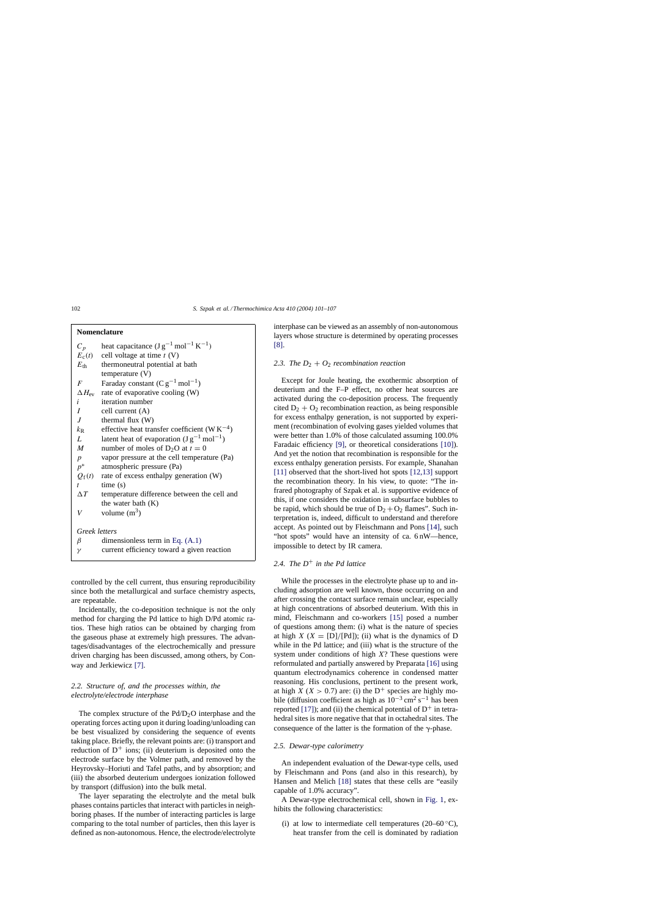**Nomenclature**

| | |
|---|---|
| $C_p$ | heat capacitance (J g$^{-1}$ mol$^{-1}$ K$^{-1}$) |
| $E_c(t)$ | cell voltage at time $t$ (V) |
| $E_{th}$ | thermoneutral potential at bath temperature (V) |
| $F$ | Faraday constant (C g$^{-1}$ mol$^{-1}$) |
| $\Delta H_{ev}$ | rate of evaporative cooling (W) |
| $i$ | iteration number |
| $I$ | cell current (A) |
| $J$ | thermal flux (W) |
| $k_R$ | effective heat transfer coefficient (W K$^{-4}$) |
| $L$ | latent heat of evaporation (J g$^{-1}$ mol$^{-1}$) |
| $M$ | number of moles of $D_2O$ at $t = 0$ |
| $p$ | vapor pressure at the cell temperature (Pa) |
| $p^*$ | atmospheric pressure (Pa) |
| $Q_f(t)$ | rate of excess enthalpy generation (W) |
| $t$ | time (s) |
| $\Delta T$ | temperature difference between the cell and the water bath (K) |
| $V$ | volume (m$^3$) |
| *Greek letters* | |
| $\beta$ | dimensionless term in Eq. (A.1) |
| $\gamma$ | current efficiency toward a given reaction |

controlled by the cell current, thus ensuring reproducibility since both the metallurgical and surface chemistry aspects, are repeatable.

Incidentally, the co-deposition technique is not the only method for charging the Pd lattice to high D/Pd atomic ratios. These high ratios can be obtained by charging from the gaseous phase at extremely high pressures. The advantages/disadvantages of the electrochemically and pressure driven charging has been discussed, among others, by Conway and Jerkiewicz [7].

### 2.2. Structure of, and the processes within, the electrolyte/electrode interphase

The complex structure of the $Pd/D_2O$ interphase and the operating forces acting upon it during loading/unloading can be best visualized by considering the sequence of events taking place. Briefly, the relevant points are: (i) transport and reduction of $D^+$ ions; (ii) deuterium is deposited onto the electrode surface by the Volmer path, and removed by the Heyrovsky–Horiuti and Tafel paths, and by absorption; and (iii) the absorbed deuterium undergoes ionization followed by transport (diffusion) into the bulk metal.

The layer separating the electrolyte and the metal bulk phases contains particles that interact with particles in neighboring phases. If the number of interacting particles is large comparing to the total number of particles, then this layer is defined as non-autonomous. Hence, the electrode/electrolyte interphase can be viewed as an assembly of non-autonomous layers whose structure is determined by operating processes [8].

### 2.3. The $D_2 + O_2$ recombination reaction

Except for Joule heating, the exothermic absorption of deuterium and the F–P effect, no other heat sources are activated during the co-deposition process. The frequently cited $D_2 + O_2$ recombination reaction, as being responsible for excess enthalpy generation, is not supported by experiment (recombination of evolving gases yielded volumes that were better than 1.0% of those calculated assuming 100.0% Faradaic efficiency [9], or theoretical considerations [10]). And yet the notion that recombination is responsible for the excess enthalpy generation persists. For example, Shanahan [11] observed that the short-lived hot spots [12,13] support the recombination theory. In his view, to quote: "The infrared photography of Szpak et al. is supportive evidence of this, if one considers the oxidation in subsurface bubbles to be rapid, which should be true of $D_2 + O_2$ flames". Such interpretation is, indeed, difficult to understand and therefore accept. As pointed out by Fleischmann and Pons [14], such "hot spots" would have an intensity of ca. 6 nW—hence, impossible to detect by IR camera.

### 2.4. The $D^+$ in the Pd lattice

While the processes in the electrolyte phase up to and including adsorption are well known, those occurring on and after crossing the contact surface remain unclear, especially at high concentrations of absorbed deuterium. With this in mind, Fleischmann and co-workers [15] posed a number of questions among them: (i) what is the nature of species at high $X$ ($X$ = [D]/[Pd]); (ii) what is the dynamics of D while in the Pd lattice; and (iii) what is the structure of the system under conditions of high $X$? These questions were reformulated and partially answered by Preparata [16] using quantum electrodynamics coherence in condensed matter reasoning. His conclusions, pertinent to the present work, at high $X$ ($X > 0.7$) are: (i) the $D^+$ species are highly mobile (diffusion coefficient as high as $10^{-3}$ cm$^2$ s$^{-1}$ has been reported [17]); and (ii) the chemical potential of $D^+$ in tetrahedral sites is more negative that that in octahedral sites. The consequence of the latter is the formation of the γ-phase.

### 2.5. Dewar-type calorimetry

An independent evaluation of the Dewar-type cells, used by Fleischmann and Pons (and also in this research), by Hansen and Melich [18] states that these cells are "easily capable of 1.0% accuracy".

A Dewar-type electrochemical cell, shown in Fig. 1, exhibits the following characteristics:

(i) at low to intermediate cell temperatures (20–60 °C), heat transfer from the cell is dominated by radiation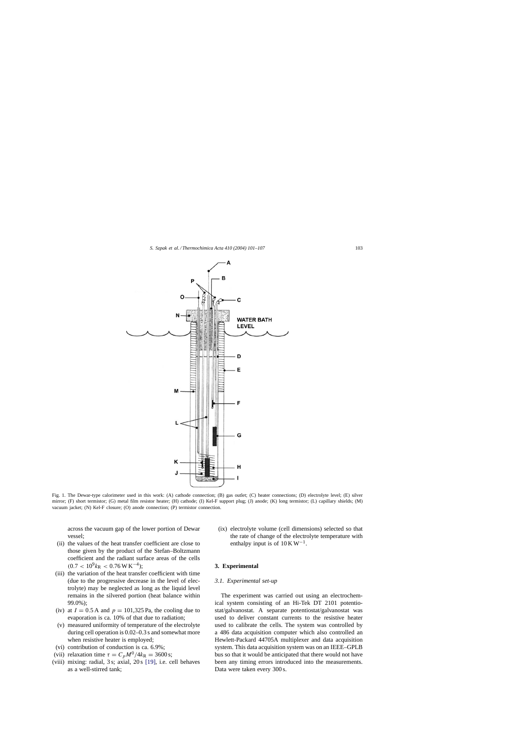Fig. 1. The Dewar-type calorimeter used in this work: (A) cathode connection; (B) gas outlet; (C) heater connections; (D) electrolyte level; (E) silver mirror; (F) short termistor; (G) metal film resistor heater; (H) cathode; (I) Kel-F support plug; (J) anode; (K) long termistor; (L) capillary shields; (M) vacuum jacket; (N) Kel-F closure; (O) anode connection; (P) termistor connection.

across the vacuum gap of the lower portion of Dewar vessel;

(ii) the values of the heat transfer coefficient are close to those given by the product of the Stefan–Boltzmann coefficient and the radiant surface areas of the cells ($0.7 < 10^9 k_R < 0.76\,\mathrm{W\,K^{-4}}$);

(iii) the variation of the heat transfer coefficient with time (due to the progressive decrease in the level of electrolyte) may be neglected as long as the liquid level remains in the silvered portion (heat balance within 99.0%);

(iv) at $I = 0.5\,\mathrm{A}$ and $p = 101{,}325\,\mathrm{Pa}$, the cooling due to evaporation is ca. 10% of that due to radiation;

(v) measured uniformity of temperature of the electrolyte during cell operation is 0.02–0.3 s and somewhat more when resistive heater is employed;

(vi) contribution of conduction is ca. 6.9%;

(vii) relaxation time $\tau = C_p M^0 / 4k_R = 3600\,\mathrm{s}$;

(viii) mixing: radial, 3 s; axial, 20 s [19], i.e. cell behaves as a well-stirred tank;

(ix) electrolyte volume (cell dimensions) selected so that the rate of change of the electrolyte temperature with enthalpy input is of $10\,\mathrm{K\,W^{-1}}$.

## 3. Experimental

### 3.1. Experimental set-up

The experiment was carried out using an electrochemical system consisting of an Hi-Tek DT 2101 potentiostat/galvanostat. A separate potentiostat/galvanostat was used to deliver constant currents to the resistive heater used to calibrate the cells. The system was controlled by a 486 data acquisition computer which also controlled an Hewlett-Packard 44705A multiplexer and data acquisition system. This data acquisition system was on an IEEE–GPLB bus so that it would be anticipated that there would not have been any timing errors introduced into the measurements. Data were taken every 300 s.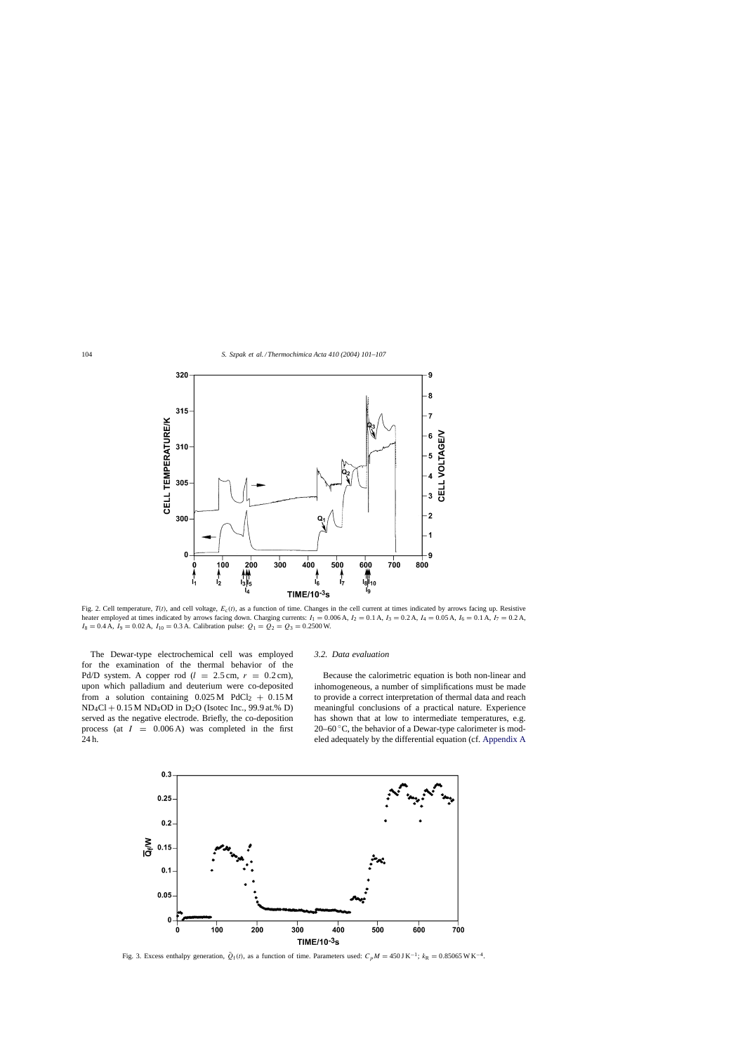Fig. 2. Cell temperature, $T(t)$, and cell voltage, $E_c(t)$, as a function of time. Changes in the cell current at times indicated by arrows facing up. Resistive heater employed at times indicated by arrows facing down. Charging currents: $I_1 = 0.006\,\text{A}$, $I_2 = 0.1\,\text{A}$, $I_3 = 0.2\,\text{A}$, $I_4 = 0.05\,\text{A}$, $I_6 = 0.1\,\text{A}$, $I_7 = 0.2\,\text{A}$, $I_8 = 0.4\,\text{A}$, $I_9 = 0.02\,\text{A}$, $I_{10} = 0.3\,\text{A}$. Calibration pulse: $Q_1 = Q_2 = Q_3 = 0.2500\,\text{W}$.

The Dewar-type electrochemical cell was employed for the examination of the thermal behavior of the Pd/D system. A copper rod ($l = 2.5\,\text{cm}$, $r = 0.2\,\text{cm}$), upon which palladium and deuterium were co-deposited from a solution containing $0.025\,\text{M}$ $PdCl_2$ + $0.15\,\text{M}$ $ND_4Cl$ + $0.15\,\text{M}$ $ND_4OD$ in $D_2O$ (Isotec Inc., 99.9 at.% D) served as the negative electrode. Briefly, the co-deposition process (at $I = 0.006\,\text{A}$) was completed in the first 24 h.

### 3.2. Data evaluation

Because the calorimetric equation is both non-linear and inhomogeneous, a number of simplifications must be made to provide a correct interpretation of thermal data and reach meaningful conclusions of a practical nature. Experience has shown that at low to intermediate temperatures, e.g. 20–60 °C, the behavior of a Dewar-type calorimeter is modeled adequately by the differential equation (cf. Appendix A

Fig. 3. Excess enthalpy generation, $\bar{Q}_f(t)$, as a function of time. Parameters used: $C_pM = 450\,\text{J}\,\text{K}^{-1}$; $k_R = 0.85065\,\text{W}\,\text{K}^{-4}$.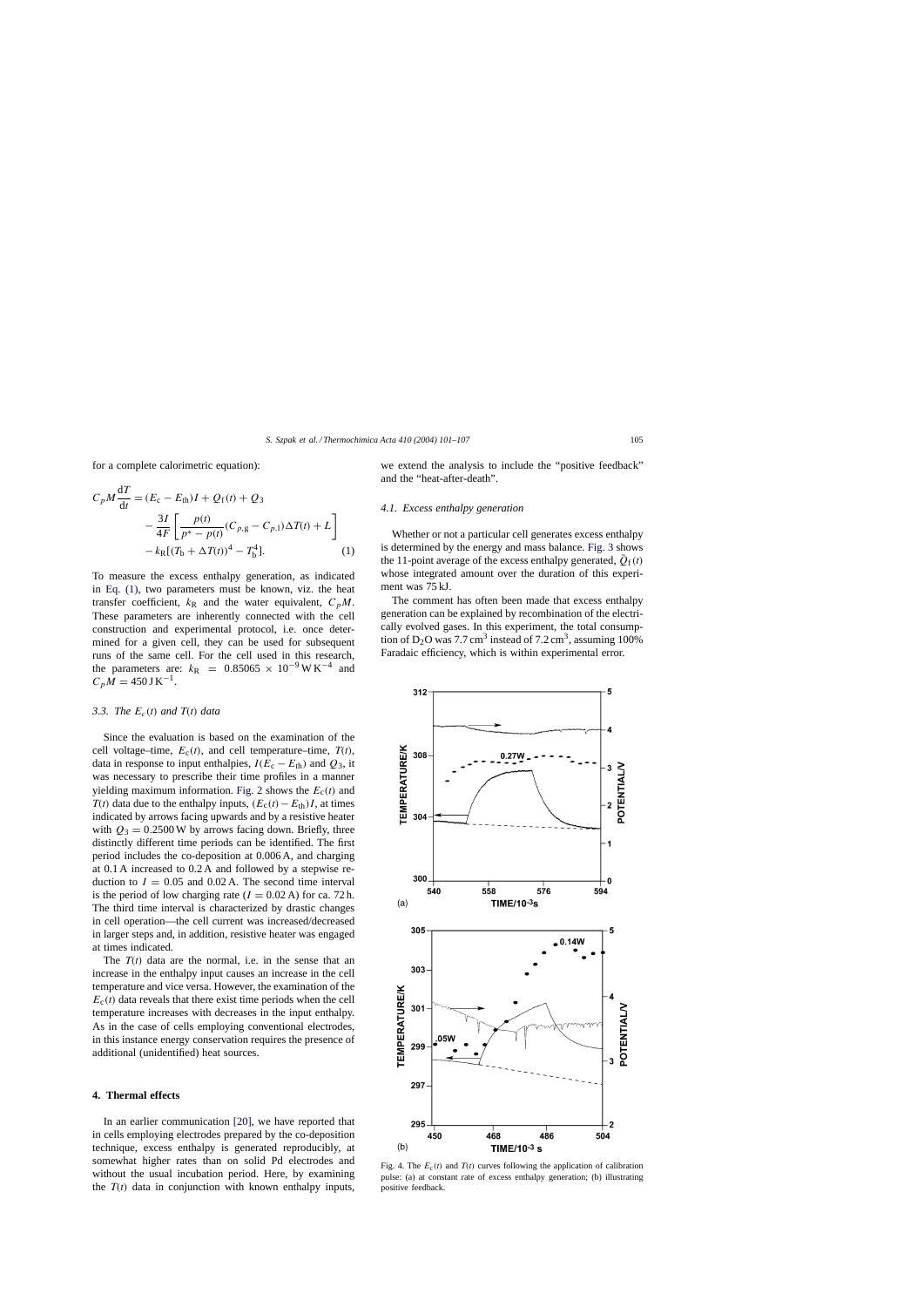for a complete calorimetric equation):

$$C_pM\frac{dT}{dt} = (E_c - E_{th})I + Q_f(t) + Q_3 - \frac{3I}{4F}\left[\frac{p(t)}{p^* - p(t)}(C_{p,g} - C_{p,l})\Delta T(t) + L\right] - k_R[(T_b + \Delta T(t))^4 - T_b^4]. \quad (1)$$

To measure the excess enthalpy generation, as indicated in Eq. (1), two parameters must be known, viz. the heat transfer coefficient, $k_R$ and the water equivalent, $C_pM$. These parameters are inherently connected with the cell construction and experimental protocol, i.e. once determined for a given cell, they can be used for subsequent runs of the same cell. For the cell used in this research, the parameters are: $k_R = 0.85065 \times 10^{-9}\,\mathrm{W\,K^{-4}}$ and $C_pM = 450\,\mathrm{J\,K^{-1}}$.

### 3.3. The $E_c(t)$ and $T(t)$ data

Since the evaluation is based on the examination of the cell voltage–time, $E_c(t)$, and cell temperature–time, $T(t)$, data in response to input enthalpies, $I(E_c - E_{th})$ and $Q_3$, it was necessary to prescribe their time profiles in a manner yielding maximum information. Fig. 2 shows the $E_c(t)$ and $T(t)$ data due to the enthalpy inputs, $(E_c(t) - E_{th})I$, at times indicated by arrows facing upwards and by a resistive heater with $Q_3 = 0.2500\,\mathrm{W}$ by arrows facing down. Briefly, three distinctly different time periods can be identified. The first period includes the co-deposition at 0.006 A, and charging at 0.1 A increased to 0.2 A and followed by a stepwise reduction to $I = 0.05$ and 0.02 A. The second time interval is the period of low charging rate ($I = 0.02$ A) for ca. 72 h. The third time interval is characterized by drastic changes in cell operation—the cell current was increased/decreased in larger steps and, in addition, resistive heater was engaged at times indicated.

The $T(t)$ data are the normal, i.e. in the sense that an increase in the enthalpy input causes an increase in the cell temperature and vice versa. However, the examination of the $E_c(t)$ data reveals that there exist time periods when the cell temperature increases with decreases in the input enthalpy. As in the case of cells employing conventional electrodes, in this instance energy conservation requires the presence of additional (unidentified) heat sources.

## 4. Thermal effects

In an earlier communication [20], we have reported that in cells employing electrodes prepared by the co-deposition technique, excess enthalpy is generated reproducibly, at somewhat higher rates than on solid Pd electrodes and without the usual incubation period. Here, by examining the $T(t)$ data in conjunction with known enthalpy inputs, we extend the analysis to include the "positive feedback" and the "heat-after-death".

### 4.1. Excess enthalpy generation

Whether or not a particular cell generates excess enthalpy is determined by the energy and mass balance. Fig. 3 shows the 11-point average of the excess enthalpy generated, $\bar{Q}_f(t)$ whose integrated amount over the duration of this experiment was 75 kJ.

The comment has often been made that excess enthalpy generation can be explained by recombination of the electrically evolved gases. In this experiment, the total consumption of $D_2O$ was $7.7\,\mathrm{cm^3}$ instead of $7.2\,\mathrm{cm^3}$, assuming 100% Faradaic efficiency, which is within experimental error.

Fig. 4. The $E_c(t)$ and $T(t)$ curves following the application of calibration pulse: (a) at constant rate of excess enthalpy generation; (b) illustrating positive feedback.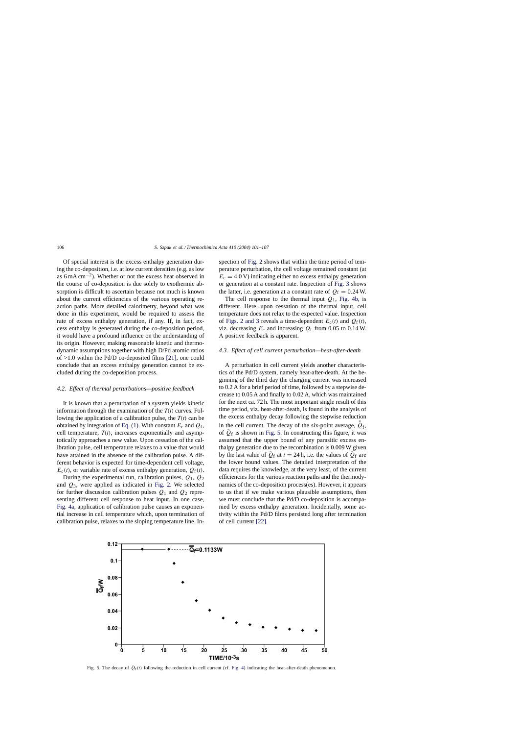Of special interest is the excess enthalpy generation during the co-deposition, i.e. at low current densities (e.g. as low as $6\,mA\,cm^{-2}$). Whether or not the excess heat observed in the course of co-deposition is due solely to exothermic absorption is difficult to ascertain because not much is known about the current efficiencies of the various operating reaction paths. More detailed calorimetry, beyond what was done in this experiment, would be required to assess the rate of excess enthalpy generation, if any. If, in fact, excess enthalpy is generated during the co-deposition period, it would have a profound influence on the understanding of its origin. However, making reasonable kinetic and thermodynamic assumptions together with high D/Pd atomic ratios of >1.0 within the Pd/D co-deposited films [21], one could conclude that an excess enthalpy generation cannot be excluded during the co-deposition process.

### 4.2. Effect of thermal perturbations—positive feedback

It is known that a perturbation of a system yields kinetic information through the examination of the $T(t)$ curves. Following the application of a calibration pulse, the $T(t)$ can be obtained by integration of Eq. (1). With constant $E_c$ and $Q_f$, cell temperature, $T(t)$, increases exponentially and asymptotically approaches a new value. Upon cessation of the calibration pulse, cell temperature relaxes to a value that would have attained in the absence of the calibration pulse. A different behavior is expected for time-dependent cell voltage, $E_c(t)$, or variable rate of excess enthalpy generation, $Q_f(t)$.

During the experimental run, calibration pulses, $Q_1$, $Q_2$ and $Q_3$, were applied as indicated in Fig. 2. We selected for further discussion calibration pulses $Q_1$ and $Q_2$ representing different cell response to heat input. In one case, Fig. 4a, application of calibration pulse causes an exponential increase in cell temperature which, upon termination of calibration pulse, relaxes to the sloping temperature line. Inspection of Fig. 2 shows that within the time period of temperature perturbation, the cell voltage remained constant (at $E_c = 4.0\,V$) indicating either no excess enthalpy generation or generation at a constant rate. Inspection of Fig. 3 shows the latter, i.e. generation at a constant rate of $Q_f = 0.24\,W$.

The cell response to the thermal input $Q_1$, Fig. 4b, is different. Here, upon cessation of the thermal input, cell temperature does not relax to the expected value. Inspection of Figs. 2 and 3 reveals a time-dependent $E_c(t)$ and $Q_f(t)$, viz. decreasing $E_c$ and increasing $Q_f$ from 0.05 to 0.14 W. A positive feedback is apparent.

### 4.3. Effect of cell current perturbation—heat-after-death

A perturbation in cell current yields another characteristics of the Pd/D system, namely heat-after-death. At the beginning of the third day the charging current was increased to 0.2 A for a brief period of time, followed by a stepwise decrease to 0.05 A and finally to 0.02 A, which was maintained for the next ca. 72 h. The most important single result of this time period, viz. heat-after-death, is found in the analysis of the excess enthalpy decay following the stepwise reduction in the cell current. The decay of the six-point average, $\bar{\bar{Q}}_f$, of $\bar{Q}_f$ is shown in Fig. 5. In constructing this figure, it was assumed that the upper bound of any parasitic excess enthalpy generation due to the recombination is 0.009 W given by the last value of $\bar{Q}_f$ at $t = 24\,h$, i.e. the values of $\bar{Q}_f$ are the lower bound values. The detailed interpretation of the data requires the knowledge, at the very least, of the current efficiencies for the various reaction paths and the thermodynamics of the co-deposition process(es). However, it appears to us that if we make various plausible assumptions, then we must conclude that the Pd/D co-deposition is accompanied by excess enthalpy generation. Incidentally, some activity within the Pd/D films persisted long after termination of cell current [22].

Fig. 5. The decay of $\bar{Q}_f(t)$ following the reduction in cell current (cf. Fig. 4) indicating the heat-after-death phenomenon.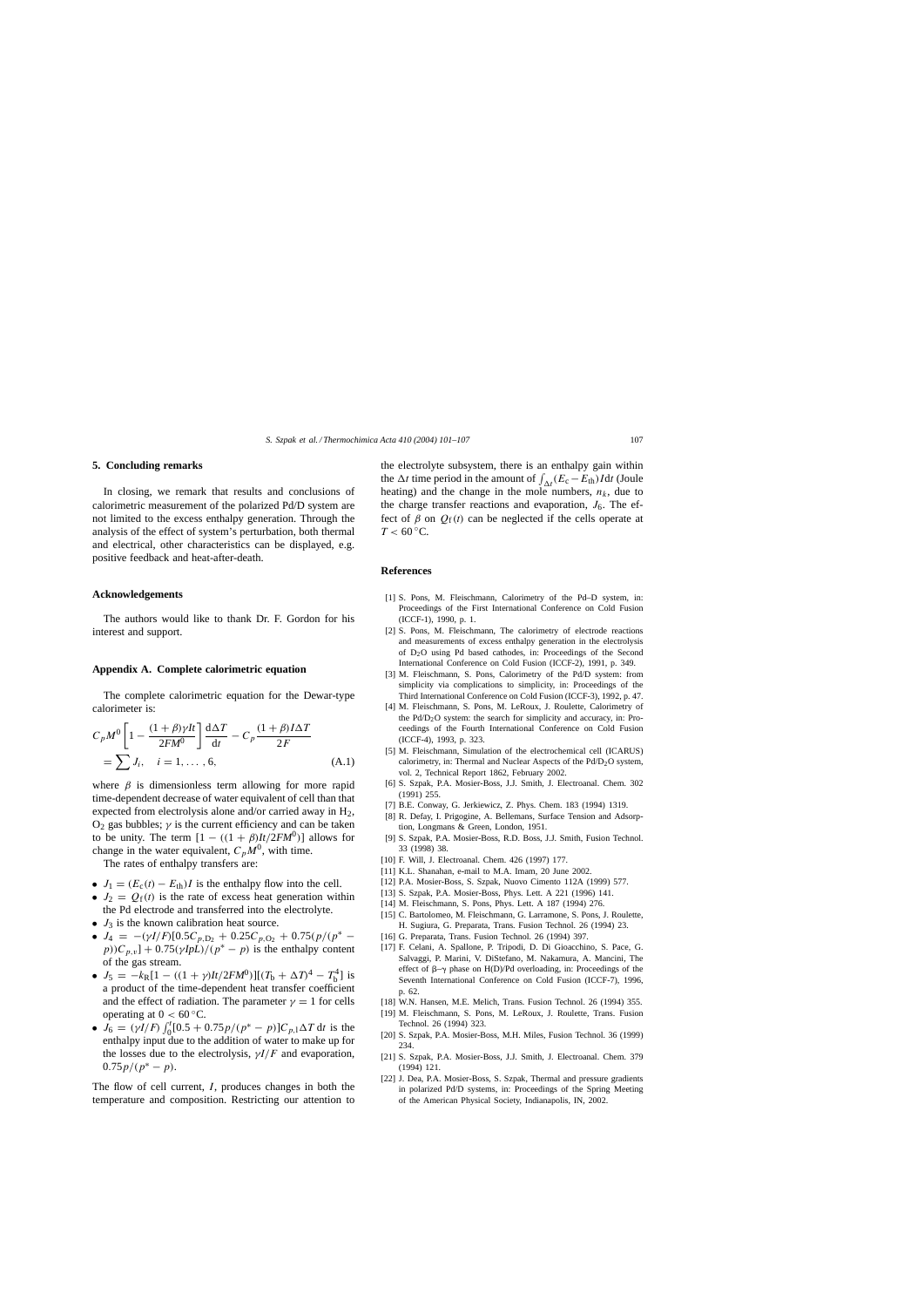## 5. Concluding remarks

In closing, we remark that results and conclusions of calorimetric measurement of the polarized Pd/D system are not limited to the excess enthalpy generation. Through the analysis of the effect of system's perturbation, both thermal and electrical, other characteristics can be displayed, e.g. positive feedback and heat-after-death.

## Acknowledgements

The authors would like to thank Dr. F. Gordon for his interest and support.

## Appendix A. Complete calorimetric equation

The complete calorimetric equation for the Dewar-type calorimeter is:

$$C_p M^0 \left[1 - \frac{(1+\beta)\gamma I t}{2FM^0}\right] \frac{\mathrm{d}\Delta T}{\mathrm{d}t} - C_p \frac{(1+\beta) I \Delta T}{2F} = \sum J_i, \quad i = 1, \ldots, 6, \tag{A.1}$$

where $\beta$ is dimensionless term allowing for more rapid time-dependent decrease of water equivalent of cell than that expected from electrolysis alone and/or carried away in $H_2$, $O_2$ gas bubbles; $\gamma$ is the current efficiency and can be taken to be unity. The term $[1 - ((1+\beta)It/2FM^0)]$ allows for change in the water equivalent, $C_p M^0$, with time.

The rates of enthalpy transfers are:

- $J_1 = (E_c(t) - E_{th})I$ is the enthalpy flow into the cell.
- $J_2 = Q_f(t)$ is the rate of excess heat generation within the Pd electrode and transferred into the electrolyte.
- $J_3$ is the known calibration heat source.
- $J_4 = -(\gamma I/F)[0.5C_{p,D_2} + 0.25C_{p,O_2} + 0.75(p/(p^* - p))C_{p,v}] + 0.75(\gamma IpL)/(p^* - p)$ is the enthalpy content of the gas stream.
- $J_5 = -k_R[1 - ((1+\gamma)It/2FM^0)][(T_b + \Delta T)^4 - T_b^4]$ is a product of the time-dependent heat transfer coefficient and the effect of radiation. The parameter $\gamma = 1$ for cells operating at $0 < 60\,^\circ$C.
- $J_6 = (\gamma I/F)\int_0^t [0.5 + 0.75p/(p^* - p)]C_{p,1}\Delta T\,\mathrm{d}t$ is the enthalpy input due to the addition of water to make up for the losses due to the electrolysis, $\gamma I/F$ and evaporation, $0.75p/(p^* - p)$.

The flow of cell current, $I$, produces changes in both the temperature and composition. Restricting our attention to the electrolyte subsystem, there is an enthalpy gain within the $\Delta t$ time period in the amount of $\int_{\Delta t}(E_c - E_{th})I\,\mathrm{d}t$ (Joule heating) and the change in the mole numbers, $n_k$, due to the charge transfer reactions and evaporation, $J_6$. The effect of $\beta$ on $Q_f(t)$ can be neglected if the cells operate at $T < 60\,^\circ$C.

## References

[1] S. Pons, M. Fleischmann, Calorimetry of the Pd–D system, in: Proceedings of the First International Conference on Cold Fusion (ICCF-1), 1990, p. 1.

[2] S. Pons, M. Fleischmann, The calorimetry of electrode reactions and measurements of excess enthalpy generation in the electrolysis of $D_2O$ using Pd based cathodes, in: Proceedings of the Second International Conference on Cold Fusion (ICCF-2), 1991, p. 349.

[3] M. Fleischmann, S. Pons, Calorimetry of the Pd/D system: from simplicity via complications to simplicity, in: Proceedings of the Third International Conference on Cold Fusion (ICCF-3), 1992, p. 47.

[4] M. Fleischmann, S. Pons, M. LeRoux, J. Roulette, Calorimetry of the Pd/$D_2O$ system: the search for simplicity and accuracy, in: Proceedings of the Fourth International Conference on Cold Fusion (ICCF-4), 1993, p. 323.

[5] M. Fleischmann, Simulation of the electrochemical cell (ICARUS) calorimetry, in: Thermal and Nuclear Aspects of the Pd/$D_2O$ system, vol. 2, Technical Report 1862, February 2002.

[6] S. Szpak, P.A. Mosier-Boss, J.J. Smith, J. Electroanal. Chem. 302 (1991) 255.

[7] B.E. Conway, G. Jerkiewicz, Z. Phys. Chem. 183 (1994) 1319.

[8] R. Defay, I. Prigogine, A. Bellemans, Surface Tension and Adsorption, Longmans & Green, London, 1951.

[9] S. Szpak, P.A. Mosier-Boss, R.D. Boss, J.J. Smith, Fusion Technol. 33 (1998) 38.

[10] F. Will, J. Electroanal. Chem. 426 (1997) 177.

[11] K.L. Shanahan, e-mail to M.A. Imam, 20 June 2002.

[12] P.A. Mosier-Boss, S. Szpak, Nuovo Cimento 112A (1999) 577.

[13] S. Szpak, P.A. Mosier-Boss, Phys. Lett. A 221 (1996) 141.

[14] M. Fleischmann, S. Pons, Phys. Lett. A 187 (1994) 276.

[15] C. Bartolomeo, M. Fleischmann, G. Larramone, S. Pons, J. Roulette, H. Sugiura, G. Preparata, Trans. Fusion Technol. 26 (1994) 23.

[16] G. Preparata, Trans. Fusion Technol. 26 (1994) 397.

[17] F. Celani, A. Spallone, P. Tripodi, D. Di Gioacchino, S. Pace, G. Salvaggi, P. Marini, V. DiStefano, M. Nakamura, A. Mancini, The effect of β–γ phase on H(D)/Pd overloading, in: Proceedings of the Seventh International Conference on Cold Fusion (ICCF-7), 1996, p. 62.

[18] W.N. Hansen, M.E. Melich, Trans. Fusion Technol. 26 (1994) 355.

[19] M. Fleischmann, S. Pons, M. LeRoux, J. Roulette, Trans. Fusion Technol. 26 (1994) 323.

[20] S. Szpak, P.A. Mosier-Boss, M.H. Miles, Fusion Technol. 36 (1999) 234.

[21] S. Szpak, P.A. Mosier-Boss, J.J. Smith, J. Electroanal. Chem. 379 (1994) 121.

[22] J. Dea, P.A. Mosier-Boss, S. Szpak, Thermal and pressure gradients in polarized Pd/D systems, in: Proceedings of the Spring Meeting of the American Physical Society, Indianapolis, IN, 2002.